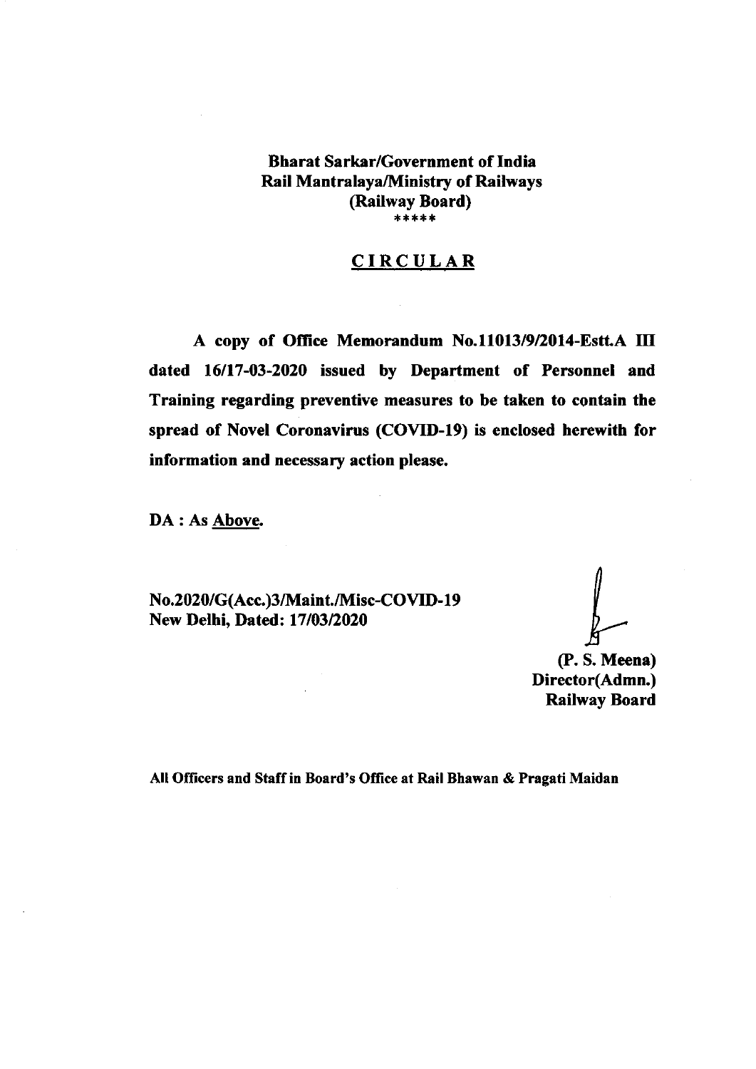**Bharat Sarkar/Government of India**
**Rail Mantralaya/Ministry of Railways**
**(Railway Board)**
*****

## CIRCULAR

**A copy of Office Memorandum No.11013/9/2014-Estt.A III dated 16/17-03-2020 issued by Department of Personnel and Training regarding preventive measures to be taken to contain the spread of Novel Coronavirus (COVID-19) is enclosed herewith for information and necessary action please.**

**DA : As Above.**

**No.2020/G(Acc.)3/Maint./Misc-COVID-19**
**New Delhi, Dated: 17/03/2020**

**(P. S. Meena)**
**Director(Admn.)**
**Railway Board**

**All Officers and Staff in Board's Office at Rail Bhawan & Pragati Maidan**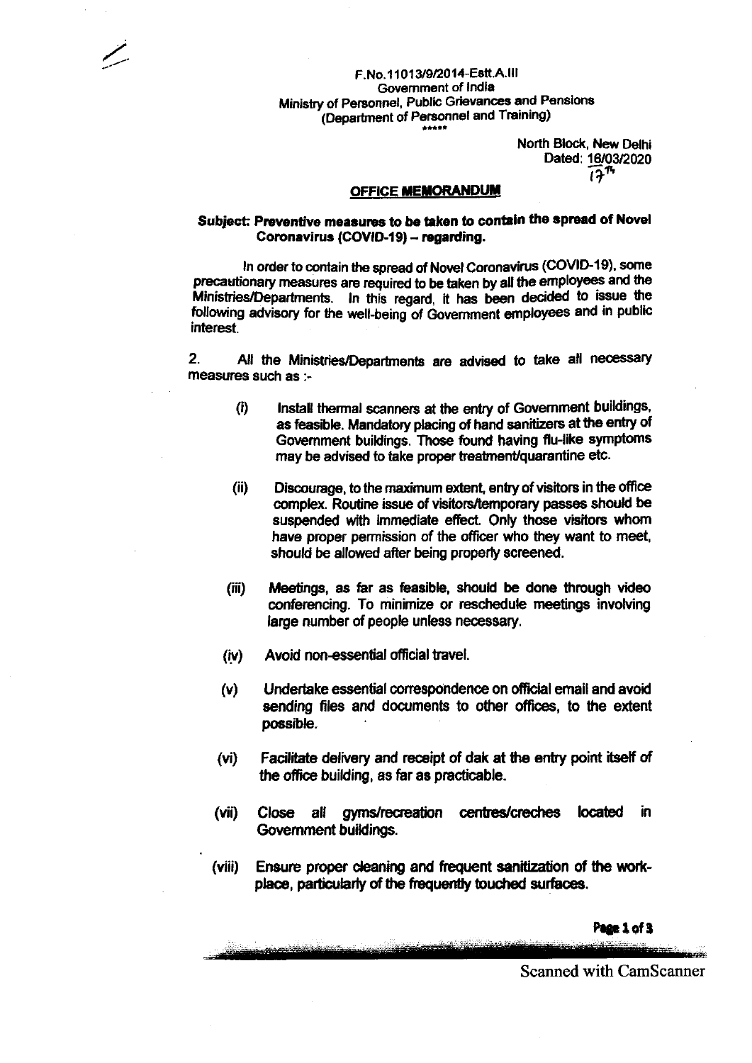F.No.11013/9/2014-Estt.A.III
Government of India
Ministry of Personnel, Public Grievances and Pensions
(Department of Personnel and Training)

\*\*\*\*\*

North Block, New Delhi
Dated: 16/03/2020
17th

## OFFICE MEMORANDUM

**Subject: Preventive measures to be taken to contain the spread of Novel Coronavirus (COVID-19) – regarding.**

In order to contain the spread of Novel Coronavirus (COVID-19), some precautionary measures are required to be taken by all the employees and the Ministries/Departments. In this regard, it has been decided to issue the following advisory for the well-being of Government employees and in public interest.

2. All the Ministries/Departments are advised to take all necessary measures such as :-

(i) Install thermal scanners at the entry of Government buildings, as feasible. Mandatory placing of hand sanitizers at the entry of Government buildings. Those found having flu-like symptoms may be advised to take proper treatment/quarantine etc.

(ii) Discourage, to the maximum extent, entry of visitors in the office complex. Routine issue of visitors/temporary passes should be suspended with immediate effect. Only those visitors whom have proper permission of the officer who they want to meet, should be allowed after being properly screened.

(iii) Meetings, as far as feasible, should be done through video conferencing. To minimize or reschedule meetings involving large number of people unless necessary.

(iv) Avoid non-essential official travel.

(v) Undertake essential correspondence on official email and avoid sending files and documents to other offices, to the extent possible.

(vi) Facilitate delivery and receipt of dak at the entry point itself of the office building, as far as practicable.

(vii) Close all gyms/recreation centres/creches located in Government buildings.

(viii) Ensure proper cleaning and frequent sanitization of the work-place, particularly of the frequently touched surfaces.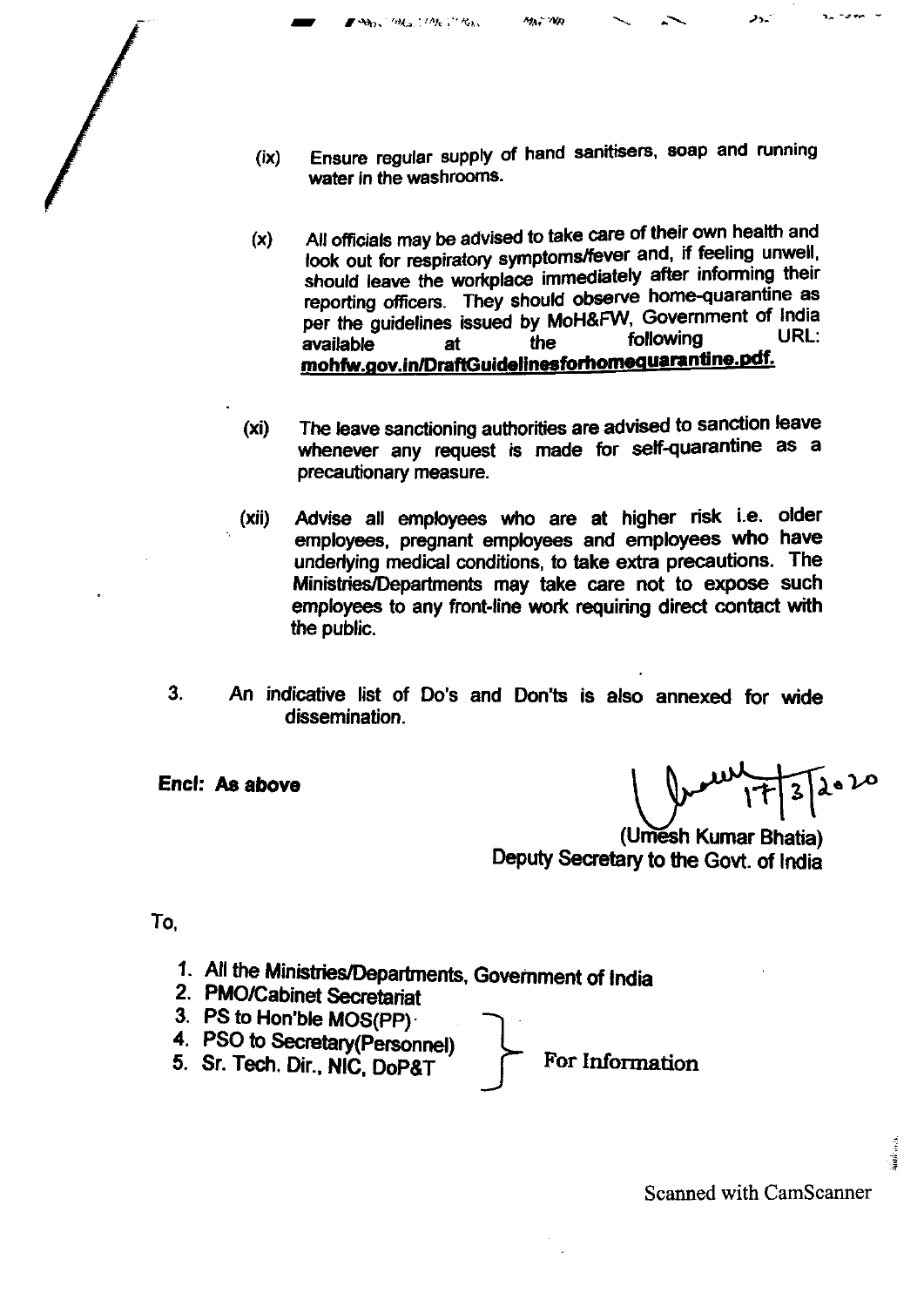(ix) Ensure regular supply of hand sanitisers, soap and running water in the washrooms.

(x) All officials may be advised to take care of their own health and look out for respiratory symptoms/fever and, if feeling unwell, should leave the workplace immediately after informing their reporting officers. They should observe home-quarantine as per the guidelines issued by MoH&FW, Government of India available at the following URL: **mohfw.gov.in/DraftGuidelinesforhomequarantine.pdf.**

(xi) The leave sanctioning authorities are advised to sanction leave whenever any request is made for self-quarantine as a precautionary measure.

(xii) Advise all employees who are at higher risk i.e. older employees, pregnant employees and employees who have underlying medical conditions, to take extra precautions. The Ministries/Departments may take care not to expose such employees to any front-line work requiring direct contact with the public.

3. An indicative list of Do's and Don'ts is also annexed for wide dissemination.

**Encl: As above**

17/3/2020

(Umesh Kumar Bhatia)
Deputy Secretary to the Govt. of India

To,

1. All the Ministries/Departments, Government of India
2. PMO/Cabinet Secretariat
3. PS to Hon'ble MOS(PP)
4. PSO to Secretary(Personnel)
5. Sr. Tech. Dir., NIC, DoP&T

} For Information (3–5)

Scanned with CamScanner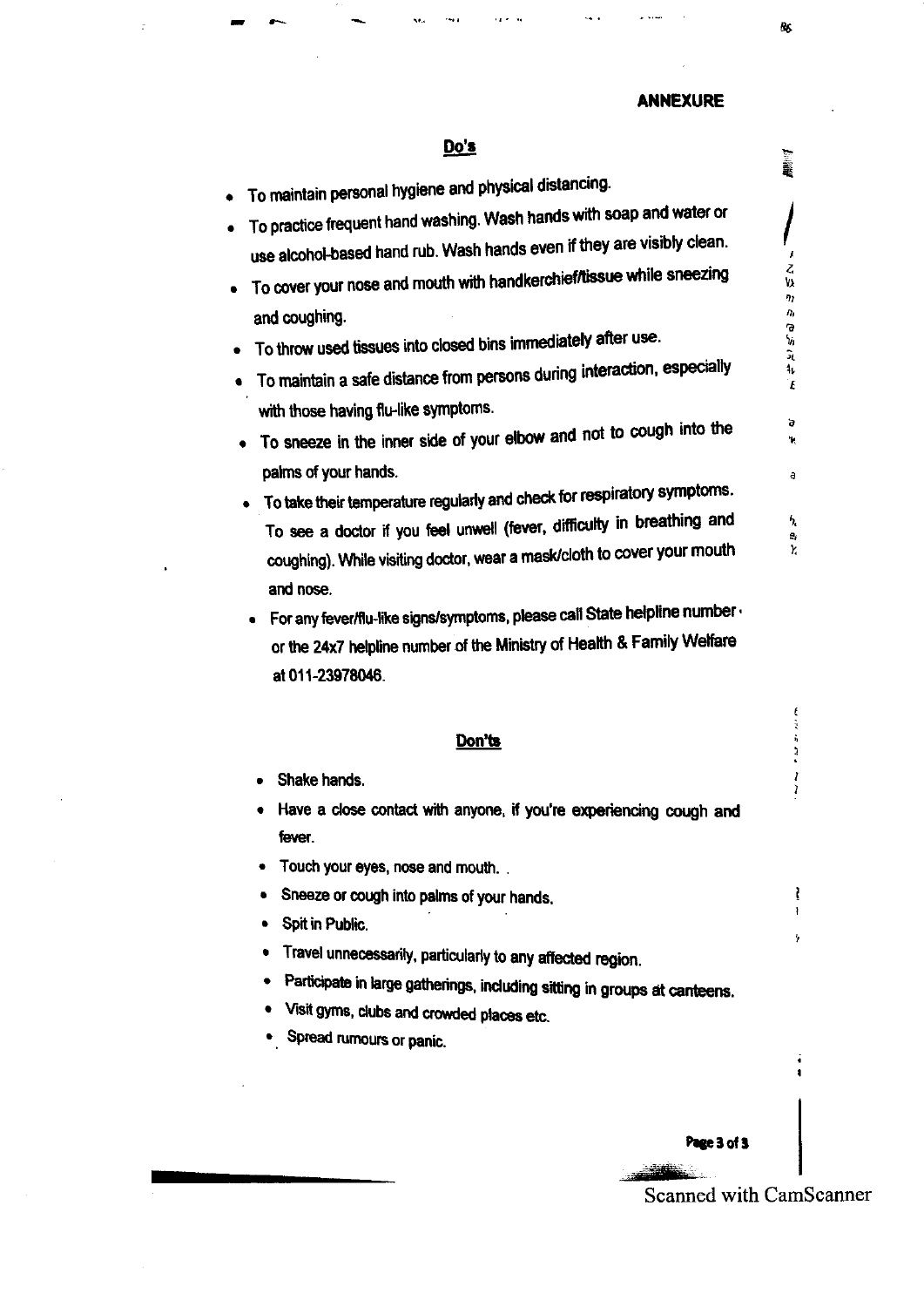## ANNEXURE

### Do's

- To maintain personal hygiene and physical distancing.
- To practice frequent hand washing. Wash hands with soap and water or use alcohol-based hand rub. Wash hands even if they are visibly clean.
- To cover your nose and mouth with handkerchief/tissue while sneezing and coughing.
- To throw used tissues into closed bins immediately after use.
- To maintain a safe distance from persons during interaction, especially with those having flu-like symptoms.
- To sneeze in the inner side of your elbow and not to cough into the palms of your hands.
- To take their temperature regularly and check for respiratory symptoms. To see a doctor if you feel unwell (fever, difficulty in breathing and coughing). While visiting doctor, wear a mask/cloth to cover your mouth and nose.
- For any fever/flu-like signs/symptoms, please call State helpline number or the 24x7 helpline number of the Ministry of Health & Family Welfare at 011-23978046.

### Don'ts

- Shake hands.
- Have a close contact with anyone, if you're experiencing cough and fever.
- Touch your eyes, nose and mouth.
- Sneeze or cough into palms of your hands.
- Spit in Public.
- Travel unnecessarily, particularly to any affected region.
- Participate in large gatherings, including sitting in groups at canteens.
- Visit gyms, clubs and crowded places etc.
- Spread rumours or panic.